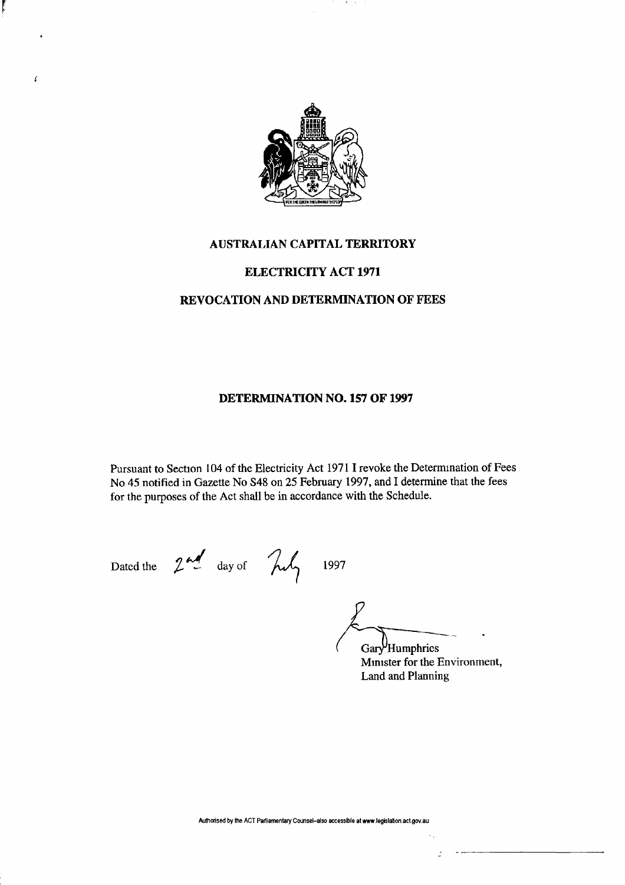# AUSTRALIAN CAPITAL TERRITORY

## ELECTRICITY ACT 1971

## REVOCATION AND DETERMINATION OF FEES

## DETERMINATION NO. 157 OF 1997

Pursuant to Section 104 of the Electricity Act 1971 I revoke the Determination of Fees No 45 notified in Gazette No S48 on 25 February 1997, and I determine that the fees for the purposes of the Act shall be in accordance with the Schedule.

Dated the 2nd day of July 1997

Gary Humphries
Minister for the Environment,
Land and Planning

Authorised by the ACT Parliamentary Counsel–also accessible at www.legislation.act.gov.au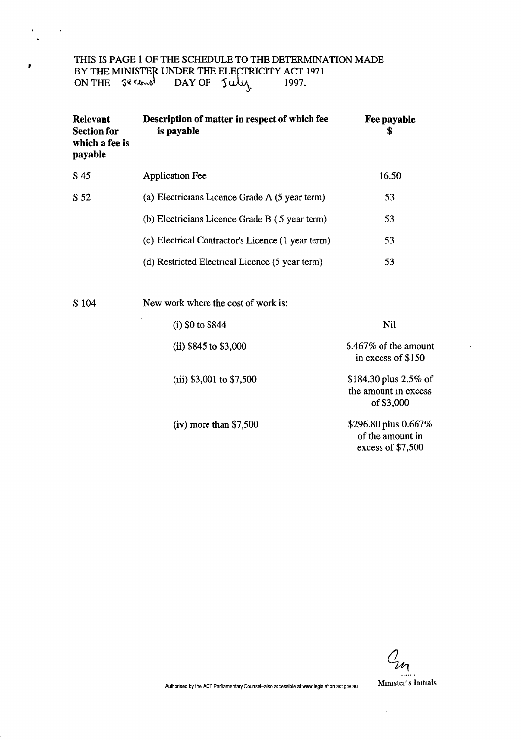THIS IS PAGE 1 OF THE SCHEDULE TO THE DETERMINATION MADE BY THE MINISTER UNDER THE ELECTRICITY ACT 1971 ON THE second DAY OF July 1997.

| **Relevant Section for which a fee is payable** | **Description of matter in respect of which fee is payable** | **Fee payable $** |
|---|---|---|
| S 45 | Application Fee | 16.50 |
| S 52 | (a) Electricians Licence Grade A (5 year term) | 53 |
| | (b) Electricians Licence Grade B ( 5 year term) | 53 |
| | (c) Electrical Contractor's Licence (1 year term) | 53 |
| | (d) Restricted Electrical Licence (5 year term) | 53 |
| S 104 | New work where the cost of work is: | |
| | (i) $0 to $844 | Nil |
| | (ii) $845 to $3,000 | 6.467% of the amount in excess of $150 |
| | (iii) $3,001 to $7,500 | $184.30 plus 2.5% of the amount in excess of $3,000 |
| | (iv) more than $7,500 | $296.80 plus 0.667% of the amount in excess of $7,500 |

Minister's Initials

Authorised by the ACT Parliamentary Counsel–also accessible at www.legislation.act.gov.au